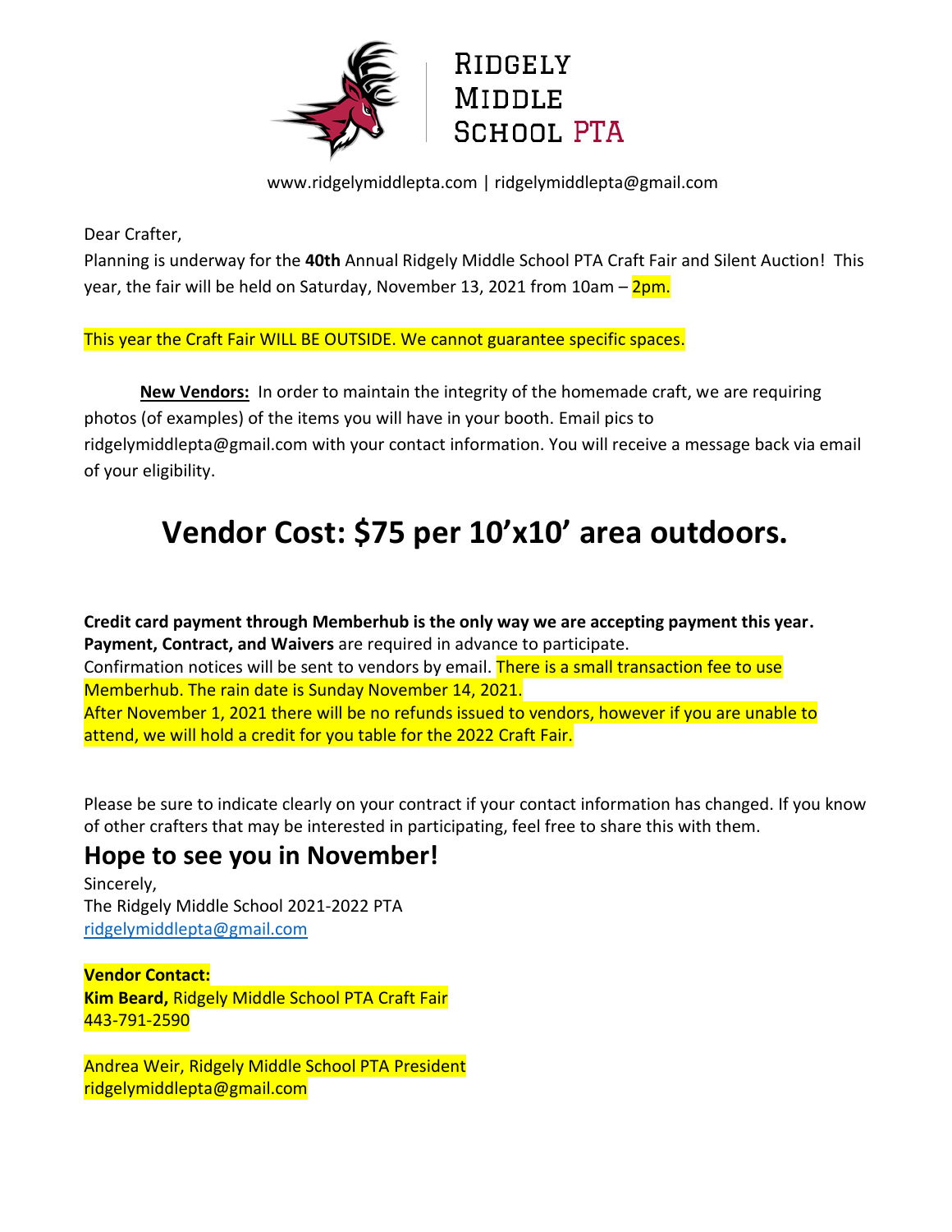# Ridgely Middle School PTA

www.ridgelymiddlepta.com | ridgelymiddlepta@gmail.com

Dear Crafter,

Planning is underway for the **40th** Annual Ridgely Middle School PTA Craft Fair and Silent Auction! This year, the fair will be held on Saturday, November 13, 2021 from 10am – 2pm.

This year the Craft Fair WILL BE OUTSIDE. We cannot guarantee specific spaces.

**New Vendors:** In order to maintain the integrity of the homemade craft, we are requiring photos (of examples) of the items you will have in your booth. Email pics to ridgelymiddlepta@gmail.com with your contact information. You will receive a message back via email of your eligibility.

# Vendor Cost: $75 per 10'x10' area outdoors.

**Credit card payment through Memberhub is the only way we are accepting payment this year.**
**Payment, Contract, and Waivers** are required in advance to participate.
Confirmation notices will be sent to vendors by email. There is a small transaction fee to use Memberhub. The rain date is Sunday November 14, 2021.
After November 1, 2021 there will be no refunds issued to vendors, however if you are unable to attend, we will hold a credit for you table for the 2022 Craft Fair.

Please be sure to indicate clearly on your contract if your contact information has changed. If you know of other crafters that may be interested in participating, feel free to share this with them.

## Hope to see you in November!

Sincerely,
The Ridgely Middle School 2021-2022 PTA
ridgelymiddlepta@gmail.com

**Vendor Contact:**
**Kim Beard,** Ridgely Middle School PTA Craft Fair
443-791-2590

Andrea Weir, Ridgely Middle School PTA President
ridgelymiddlepta@gmail.com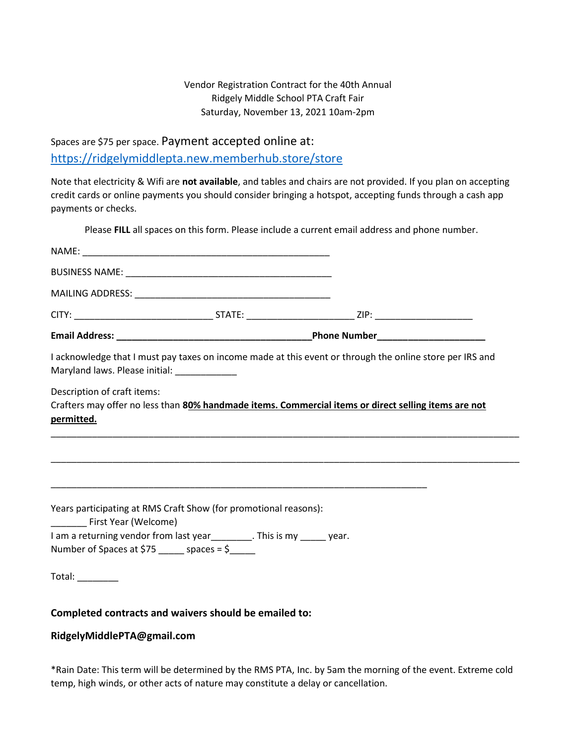Vendor Registration Contract for the 40th Annual
Ridgely Middle School PTA Craft Fair
Saturday, November 13, 2021 10am-2pm

Spaces are $75 per space. Payment accepted online at:
[https://ridgelymiddlepta.new.memberhub.store/store](https://ridgelymiddlepta.new.memberhub.store/store)

Note that electricity & Wifi are **not available**, and tables and chairs are not provided. If you plan on accepting credit cards or online payments you should consider bringing a hotspot, accepting funds through a cash app payments or checks.

Please **FILL** all spaces on this form. Please include a current email address and phone number.

NAME: ________________________________________________

BUSINESS NAME: ________________________________________

MAILING ADDRESS: ______________________________________

CITY: __________________________ STATE: ____________________ ZIP: __________________

**Email Address: _____________________________________Phone Number____________________**

I acknowledge that I must pay taxes on income made at this event or through the online store per IRS and Maryland laws. Please initial: ____________

Description of craft items:
Crafters may offer no less than **8<u>0% handmade items. Commercial items or direct selling items are not permitted.</u>**

_____________________________________________________________________________________

_____________________________________________________________________________________

__________________________________________________________________________

Years participating at RMS Craft Show (for promotional reasons):
_______ First Year (Welcome)
I am a returning vendor from last year________. This is my _____ year.
Number of Spaces at $75 _____ spaces = $_____

Total: ________

**Completed contracts and waivers should be emailed to:**

**RidgelyMiddlePTA@gmail.com**

*Rain Date: This term will be determined by the RMS PTA, Inc. by 5am the morning of the event. Extreme cold temp, high winds, or other acts of nature may constitute a delay or cancellation.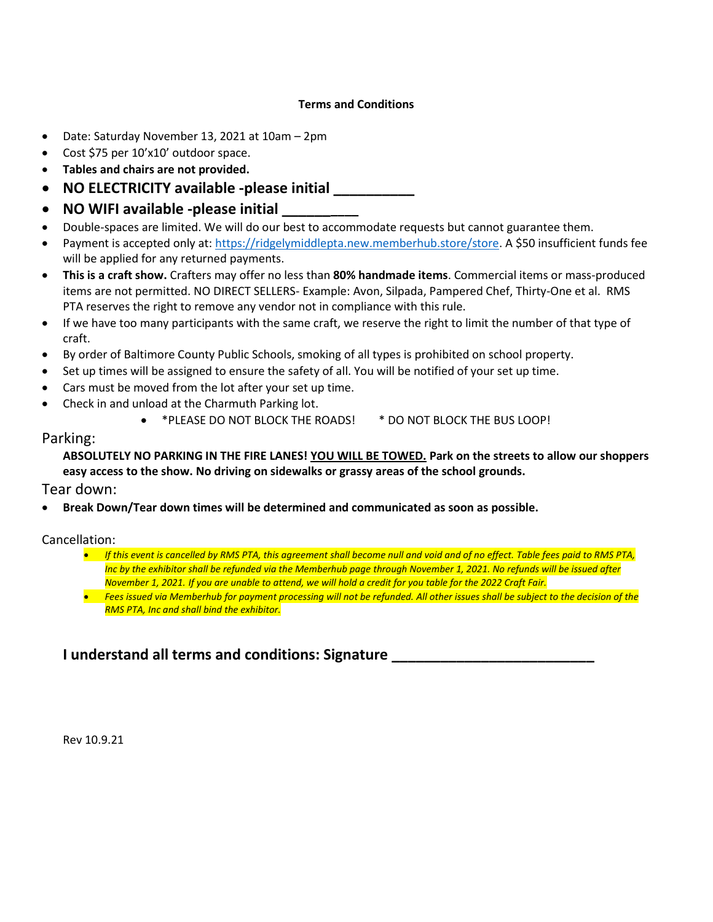**Terms and Conditions**

- Date: Saturday November 13, 2021 at 10am – 2pm
- Cost $75 per 10'x10' outdoor space.
- **Tables and chairs are not provided.**
- **NO ELECTRICITY available -please initial __________**
- **NO WIFI available -please initial _________**
- Double-spaces are limited. We will do our best to accommodate requests but cannot guarantee them.
- Payment is accepted only at: [https://ridgelymiddlepta.new.memberhub.store/store](https://ridgelymiddlepta.new.memberhub.store/store). A $50 insufficient funds fee will be applied for any returned payments.
- **This is a craft show.** Crafters may offer no less than **80% handmade items**. Commercial items or mass-produced items are not permitted. NO DIRECT SELLERS- Example: Avon, Silpada, Pampered Chef, Thirty-One et al. RMS PTA reserves the right to remove any vendor not in compliance with this rule.
- If we have too many participants with the same craft, we reserve the right to limit the number of that type of craft.
- By order of Baltimore County Public Schools, smoking of all types is prohibited on school property.
- Set up times will be assigned to ensure the safety of all. You will be notified of your set up time.
- Cars must be moved from the lot after your set up time.
- Check in and unload at the Charmuth Parking lot.
  - *PLEASE DO NOT BLOCK THE ROADS! * DO NOT BLOCK THE BUS LOOP!

## Parking:

**ABSOLUTELY NO PARKING IN THE FIRE LANES! <u>YOU WILL BE TOWED.</u> Park on the streets to allow our shoppers easy access to the show. No driving on sidewalks or grassy areas of the school grounds.**

## Tear down:

- **Break Down/Tear down times will be determined and communicated as soon as possible.**

## Cancellation:

- *If this event is cancelled by RMS PTA, this agreement shall become null and void and of no effect. Table fees paid to RMS PTA, Inc by the exhibitor shall be refunded via the Memberhub page through November 1, 2021. No refunds will be issued after November 1, 2021. If you are unable to attend, we will hold a credit for you table for the 2022 Craft Fair.*
- *Fees issued via Memberhub for payment processing will not be refunded. All other issues shall be subject to the decision of the RMS PTA, Inc and shall bind the exhibitor.*

**I understand all terms and conditions: Signature _________________________**

Rev 10.9.21